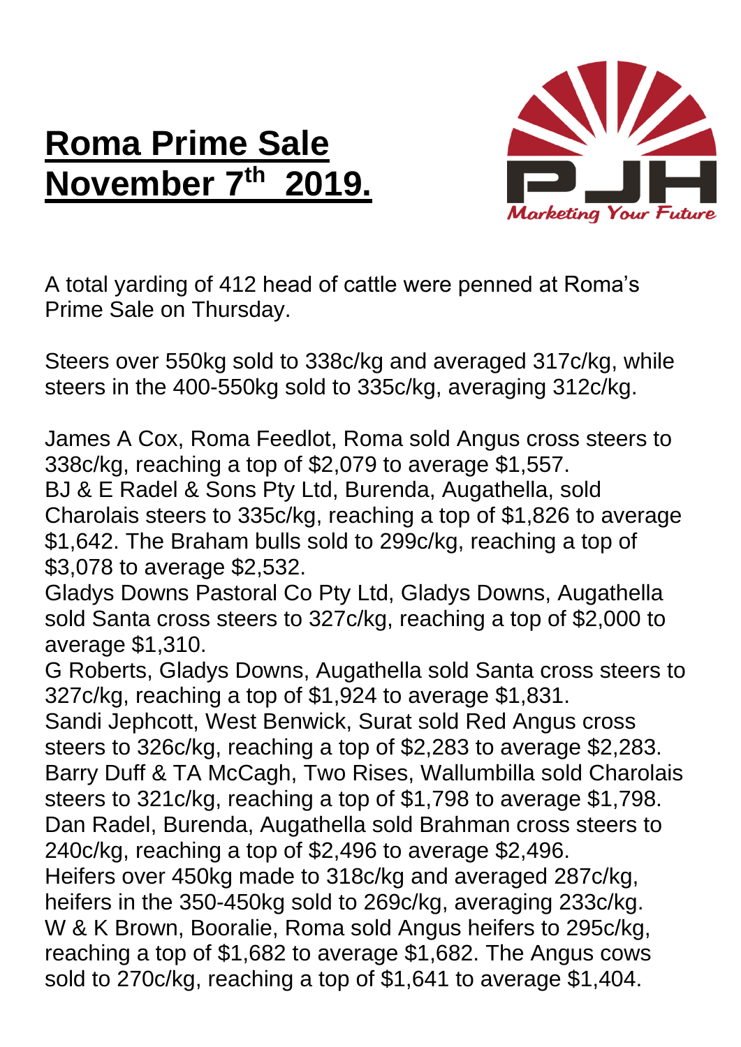# Roma Prime Sale November 7th 2019.

A total yarding of 412 head of cattle were penned at Roma's Prime Sale on Thursday.

Steers over 550kg sold to 338c/kg and averaged 317c/kg, while steers in the 400-550kg sold to 335c/kg, averaging 312c/kg.

James A Cox, Roma Feedlot, Roma sold Angus cross steers to 338c/kg, reaching a top of $2,079 to average $1,557.
BJ & E Radel & Sons Pty Ltd, Burenda, Augathella, sold Charolais steers to 335c/kg, reaching a top of $1,826 to average $1,642. The Braham bulls sold to 299c/kg, reaching a top of $3,078 to average $2,532.
Gladys Downs Pastoral Co Pty Ltd, Gladys Downs, Augathella sold Santa cross steers to 327c/kg, reaching a top of $2,000 to average $1,310.
G Roberts, Gladys Downs, Augathella sold Santa cross steers to 327c/kg, reaching a top of $1,924 to average $1,831.
Sandi Jephcott, West Benwick, Surat sold Red Angus cross steers to 326c/kg, reaching a top of $2,283 to average $2,283.
Barry Duff & TA McCagh, Two Rises, Wallumbilla sold Charolais steers to 321c/kg, reaching a top of $1,798 to average $1,798.
Dan Radel, Burenda, Augathella sold Brahman cross steers to 240c/kg, reaching a top of $2,496 to average $2,496.
Heifers over 450kg made to 318c/kg and averaged 287c/kg, heifers in the 350-450kg sold to 269c/kg, averaging 233c/kg.
W & K Brown, Booralie, Roma sold Angus heifers to 295c/kg, reaching a top of $1,682 to average $1,682. The Angus cows sold to 270c/kg, reaching a top of $1,641 to average $1,404.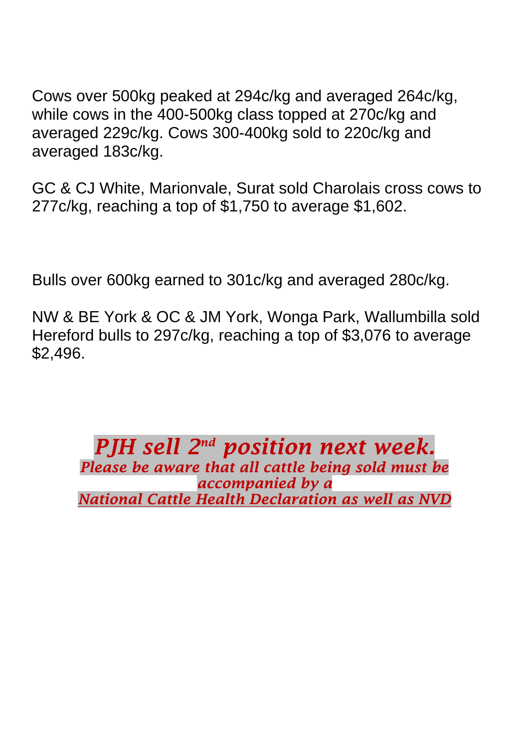Cows over 500kg peaked at 294c/kg and averaged 264c/kg, while cows in the 400-500kg class topped at 270c/kg and averaged 229c/kg. Cows 300-400kg sold to 220c/kg and averaged 183c/kg.

GC & CJ White, Marionvale, Surat sold Charolais cross cows to 277c/kg, reaching a top of $1,750 to average $1,602.

Bulls over 600kg earned to 301c/kg and averaged 280c/kg.

NW & BE York & OC & JM York, Wonga Park, Wallumbilla sold Hereford bulls to 297c/kg, reaching a top of $3,076 to average $2,496.

***PJH sell 2nd position next week.***

***Please be aware that all cattle being sold must be accompanied by a National Cattle Health Declaration as well as NVD***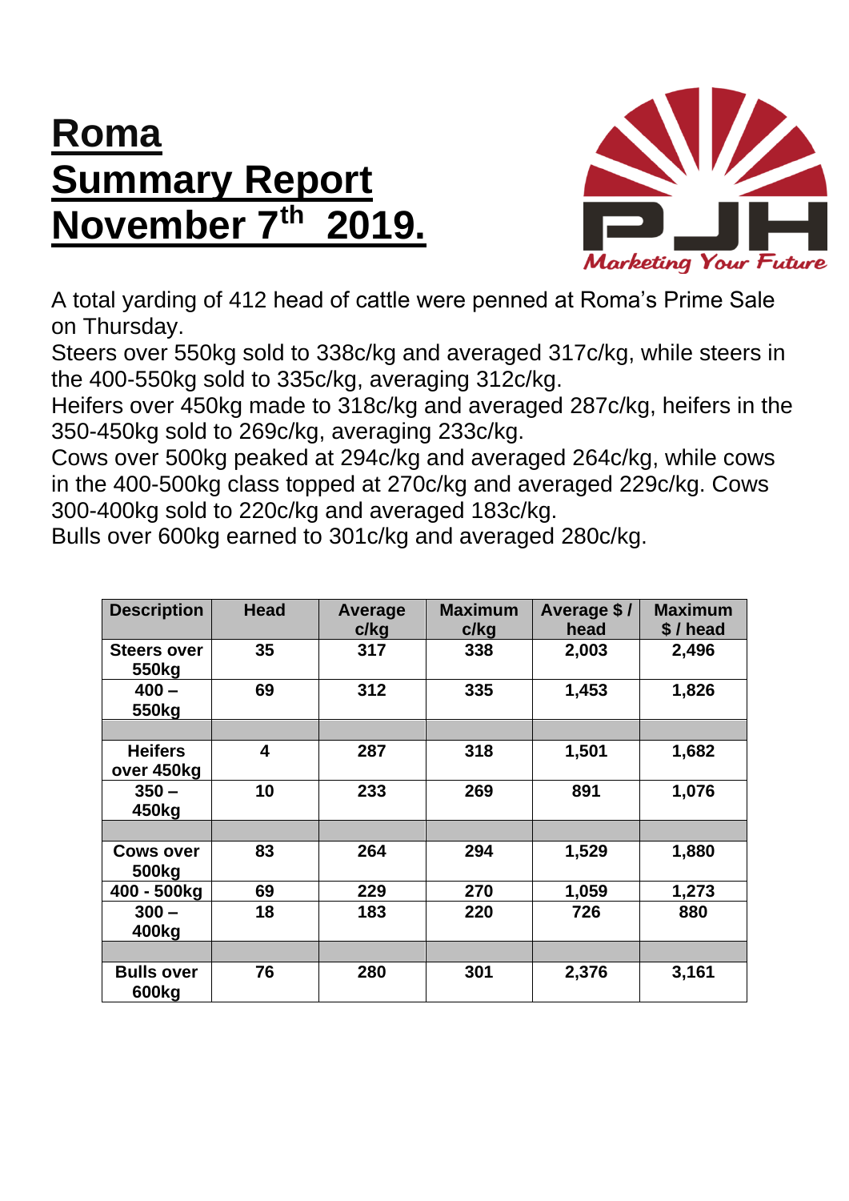# Roma Summary Report November 7th 2019.

PJH Marketing Your Future

A total yarding of 412 head of cattle were penned at Roma's Prime Sale on Thursday.

Steers over 550kg sold to 338c/kg and averaged 317c/kg, while steers in the 400-550kg sold to 335c/kg, averaging 312c/kg.

Heifers over 450kg made to 318c/kg and averaged 287c/kg, heifers in the 350-450kg sold to 269c/kg, averaging 233c/kg.

Cows over 500kg peaked at 294c/kg and averaged 264c/kg, while cows in the 400-500kg class topped at 270c/kg and averaged 229c/kg. Cows 300-400kg sold to 220c/kg and averaged 183c/kg.

Bulls over 600kg earned to 301c/kg and averaged 280c/kg.

| Description | Head | Average c/kg | Maximum c/kg | Average $ / head | Maximum $ / head |
|---|---|---|---|---|---|
| Steers over 550kg | 35 | 317 | 338 | 2,003 | 2,496 |
| 400 – 550kg | 69 | 312 | 335 | 1,453 | 1,826 |
| | | | | | |
| Heifers over 450kg | 4 | 287 | 318 | 1,501 | 1,682 |
| 350 – 450kg | 10 | 233 | 269 | 891 | 1,076 |
| | | | | | |
| Cows over 500kg | 83 | 264 | 294 | 1,529 | 1,880 |
| 400 - 500kg | 69 | 229 | 270 | 1,059 | 1,273 |
| 300 – 400kg | 18 | 183 | 220 | 726 | 880 |
| | | | | | |
| Bulls over 600kg | 76 | 280 | 301 | 2,376 | 3,161 |